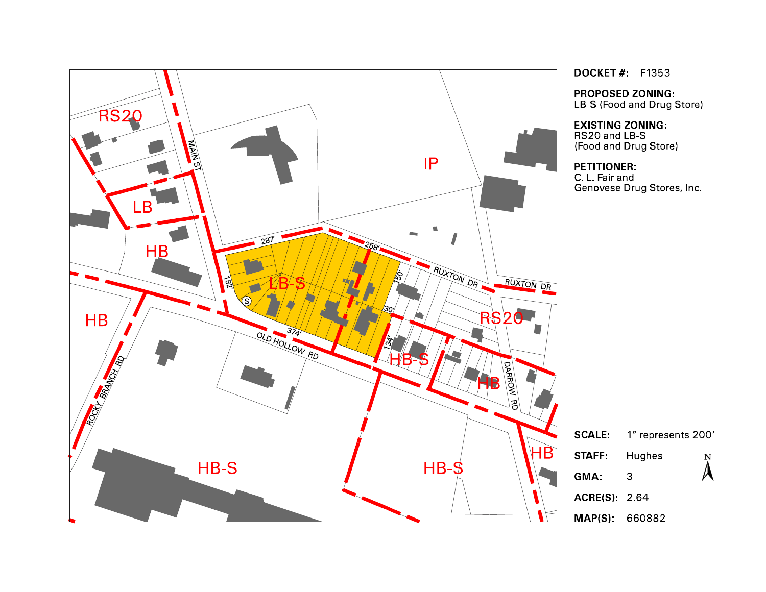**DOCKET #:** F1353

**PROPOSED ZONING:**
LB-S (Food and Drug Store)

**EXISTING ZONING:**
RS20 and LB-S
(Food and Drug Store)

**PETITIONER:**
C. L. Fair and
Genovese Drug Stores, Inc.

**SCALE:** 1" represents 200'

**STAFF:** Hughes

**GMA:** 3

**ACRE(S):** 2.64

**MAP(S):** 660882

RS20

LB

HB

LB-S

IP

RUXTON DR

MAIN ST

OLD HOLLOW RD

ROCKY BRANCH RD

DARROW RD

HB-S

HB

RS20

HB

HB-S

HB-S

HB

287'

258'

150'

30'

134'

374'

182'

N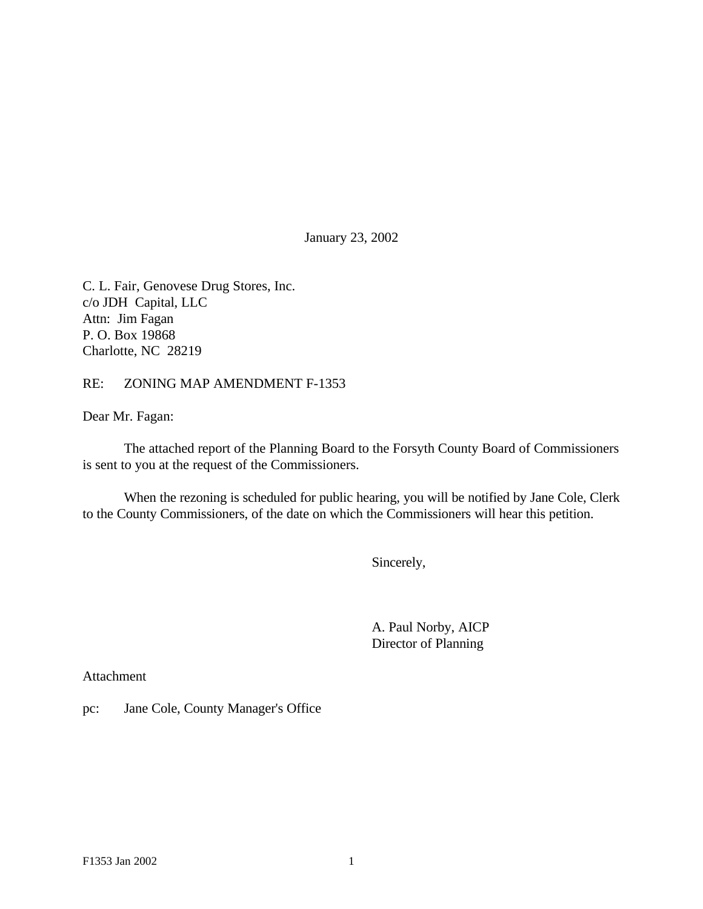January 23, 2002

C. L. Fair, Genovese Drug Stores, Inc.
c/o JDH Capital, LLC
Attn: Jim Fagan
P. O. Box 19868
Charlotte, NC 28219

RE: ZONING MAP AMENDMENT F-1353

Dear Mr. Fagan:

The attached report of the Planning Board to the Forsyth County Board of Commissioners is sent to you at the request of the Commissioners.

When the rezoning is scheduled for public hearing, you will be notified by Jane Cole, Clerk to the County Commissioners, of the date on which the Commissioners will hear this petition.

Sincerely,

A. Paul Norby, AICP
Director of Planning

Attachment

pc: Jane Cole, County Manager's Office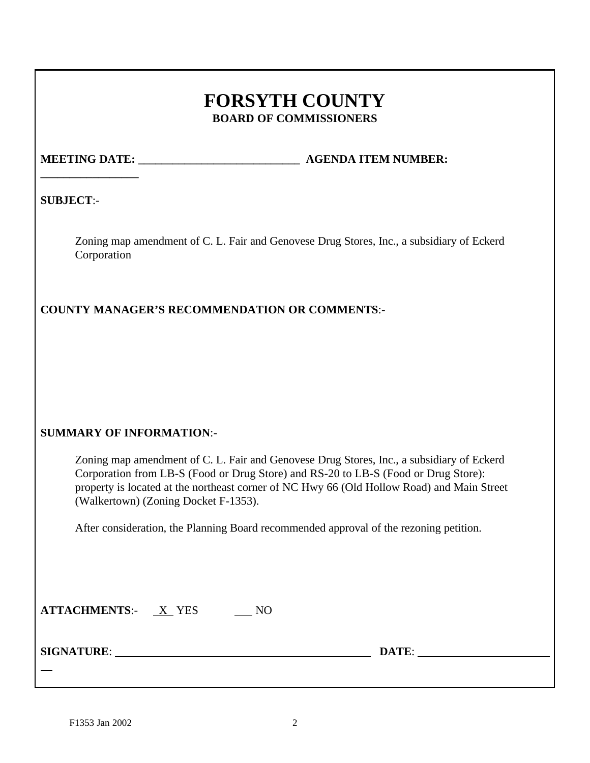# FORSYTH COUNTY

**BOARD OF COMMISSIONERS**

**MEETING DATE:** ___________________________ **AGENDA ITEM NUMBER:** _________________

**SUBJECT**:-

Zoning map amendment of C. L. Fair and Genovese Drug Stores, Inc., a subsidiary of Eckerd Corporation

**COUNTY MANAGER'S RECOMMENDATION OR COMMENTS**:-

**SUMMARY OF INFORMATION**:-

Zoning map amendment of C. L. Fair and Genovese Drug Stores, Inc., a subsidiary of Eckerd Corporation from LB-S (Food or Drug Store) and RS-20 to LB-S (Food or Drug Store): property is located at the northeast corner of NC Hwy 66 (Old Hollow Road) and Main Street (Walkertown) (Zoning Docket F-1353).

After consideration, the Planning Board recommended approval of the rezoning petition.

**ATTACHMENTS**:- X YES ___ NO

**SIGNATURE**: ______________________________ **DATE**: ______________________

F1353 Jan 2002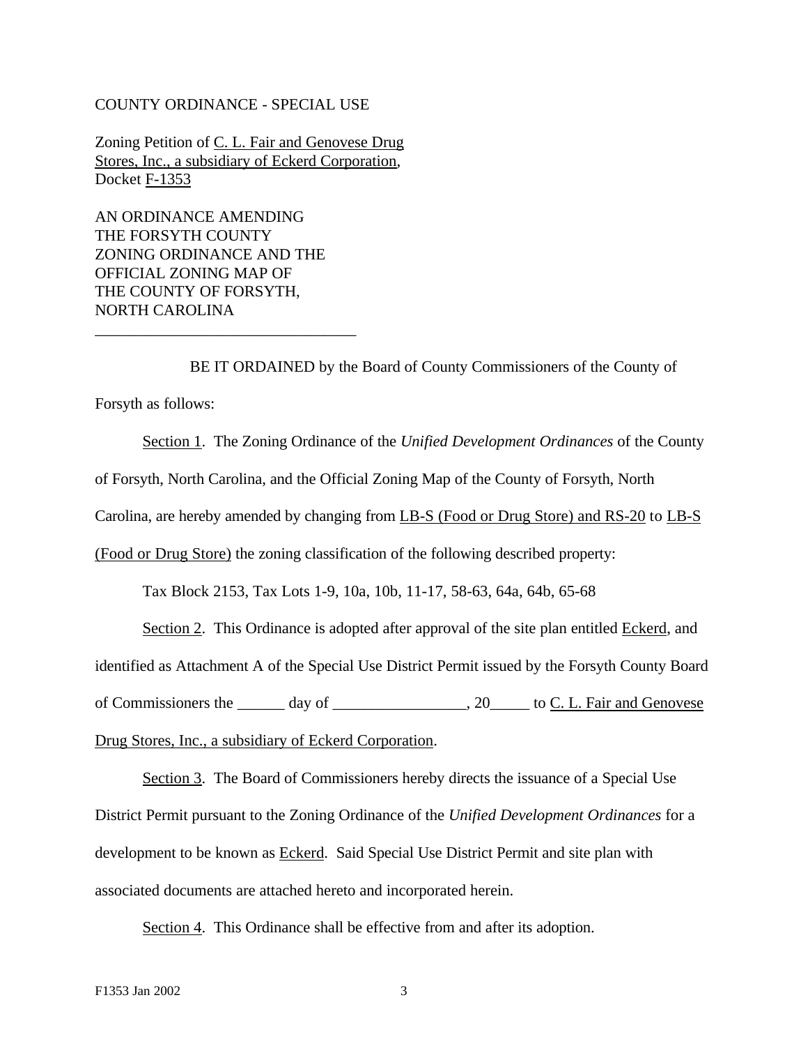COUNTY ORDINANCE - SPECIAL USE

Zoning Petition of C. L. Fair and Genovese Drug Stores, Inc., a subsidiary of Eckerd Corporation, Docket F-1353

AN ORDINANCE AMENDING THE FORSYTH COUNTY ZONING ORDINANCE AND THE OFFICIAL ZONING MAP OF THE COUNTY OF FORSYTH, NORTH CAROLINA

---

BE IT ORDAINED by the Board of County Commissioners of the County of Forsyth as follows:

Section 1. The Zoning Ordinance of the *Unified Development Ordinances* of the County of Forsyth, North Carolina, and the Official Zoning Map of the County of Forsyth, North Carolina, are hereby amended by changing from LB-S (Food or Drug Store) and RS-20 to LB-S (Food or Drug Store) the zoning classification of the following described property:

Tax Block 2153, Tax Lots 1-9, 10a, 10b, 11-17, 58-63, 64a, 64b, 65-68

Section 2. This Ordinance is adopted after approval of the site plan entitled Eckerd, and identified as Attachment A of the Special Use District Permit issued by the Forsyth County Board of Commissioners the ______ day of _________________, 20_____ to C. L. Fair and Genovese Drug Stores, Inc., a subsidiary of Eckerd Corporation.

Section 3. The Board of Commissioners hereby directs the issuance of a Special Use District Permit pursuant to the Zoning Ordinance of the *Unified Development Ordinances* for a development to be known as Eckerd. Said Special Use District Permit and site plan with associated documents are attached hereto and incorporated herein.

Section 4. This Ordinance shall be effective from and after its adoption.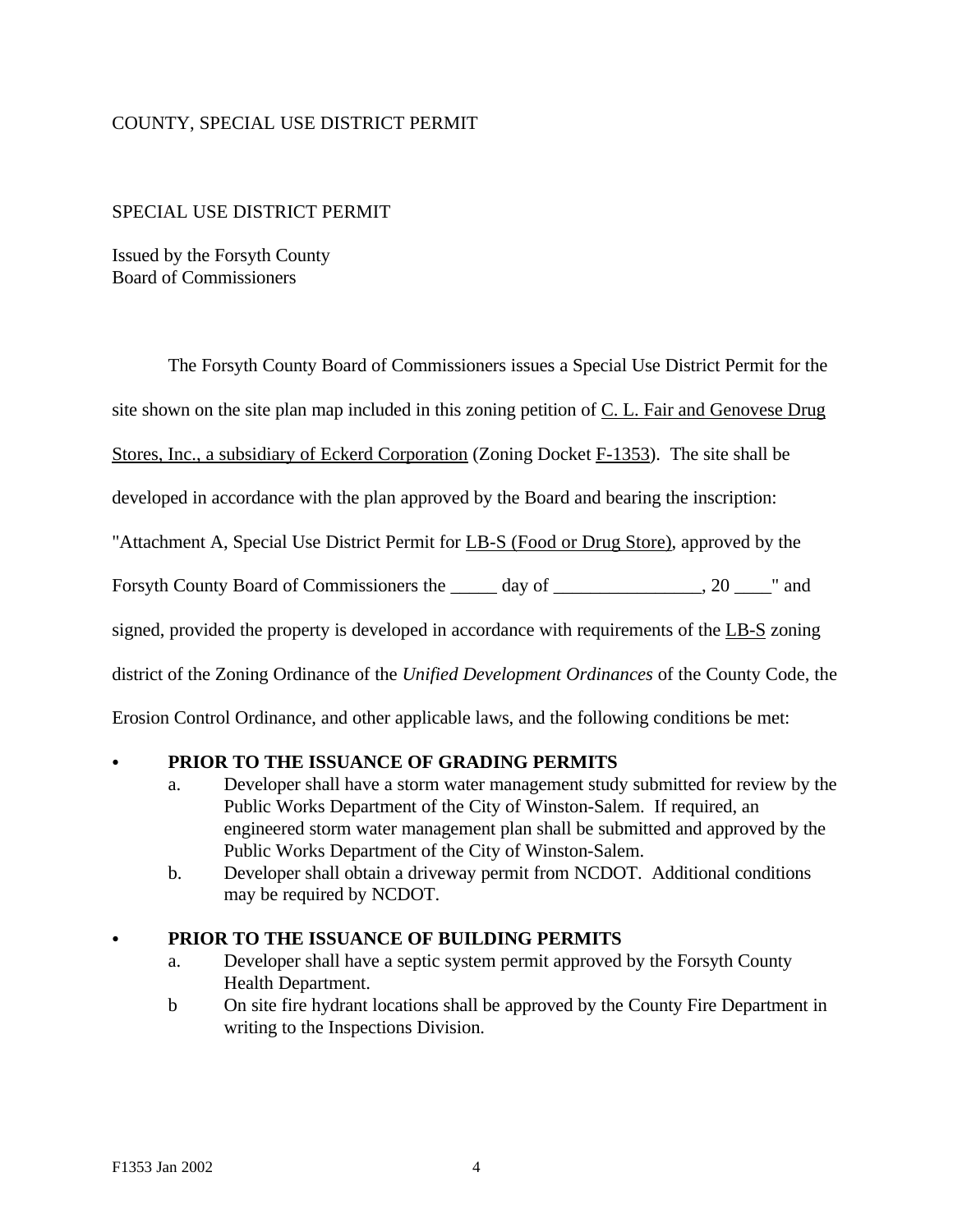COUNTY, SPECIAL USE DISTRICT PERMIT

SPECIAL USE DISTRICT PERMIT

Issued by the Forsyth County
Board of Commissioners

The Forsyth County Board of Commissioners issues a Special Use District Permit for the site shown on the site plan map included in this zoning petition of C. L. Fair and Genovese Drug Stores, Inc., a subsidiary of Eckerd Corporation (Zoning Docket F-1353). The site shall be developed in accordance with the plan approved by the Board and bearing the inscription: "Attachment A, Special Use District Permit for LB-S (Food or Drug Store), approved by the Forsyth County Board of Commissioners the _____ day of ________________, 20 ____" and signed, provided the property is developed in accordance with requirements of the LB-S zoning district of the Zoning Ordinance of the *Unified Development Ordinances* of the County Code, the Erosion Control Ordinance, and other applicable laws, and the following conditions be met:

- **PRIOR TO THE ISSUANCE OF GRADING PERMITS**
  - a. Developer shall have a storm water management study submitted for review by the Public Works Department of the City of Winston-Salem. If required, an engineered storm water management plan shall be submitted and approved by the Public Works Department of the City of Winston-Salem.
  - b. Developer shall obtain a driveway permit from NCDOT. Additional conditions may be required by NCDOT.

- **PRIOR TO THE ISSUANCE OF BUILDING PERMITS**
  - a. Developer shall have a septic system permit approved by the Forsyth County Health Department.
  - b On site fire hydrant locations shall be approved by the County Fire Department in writing to the Inspections Division.

F1353 Jan 2002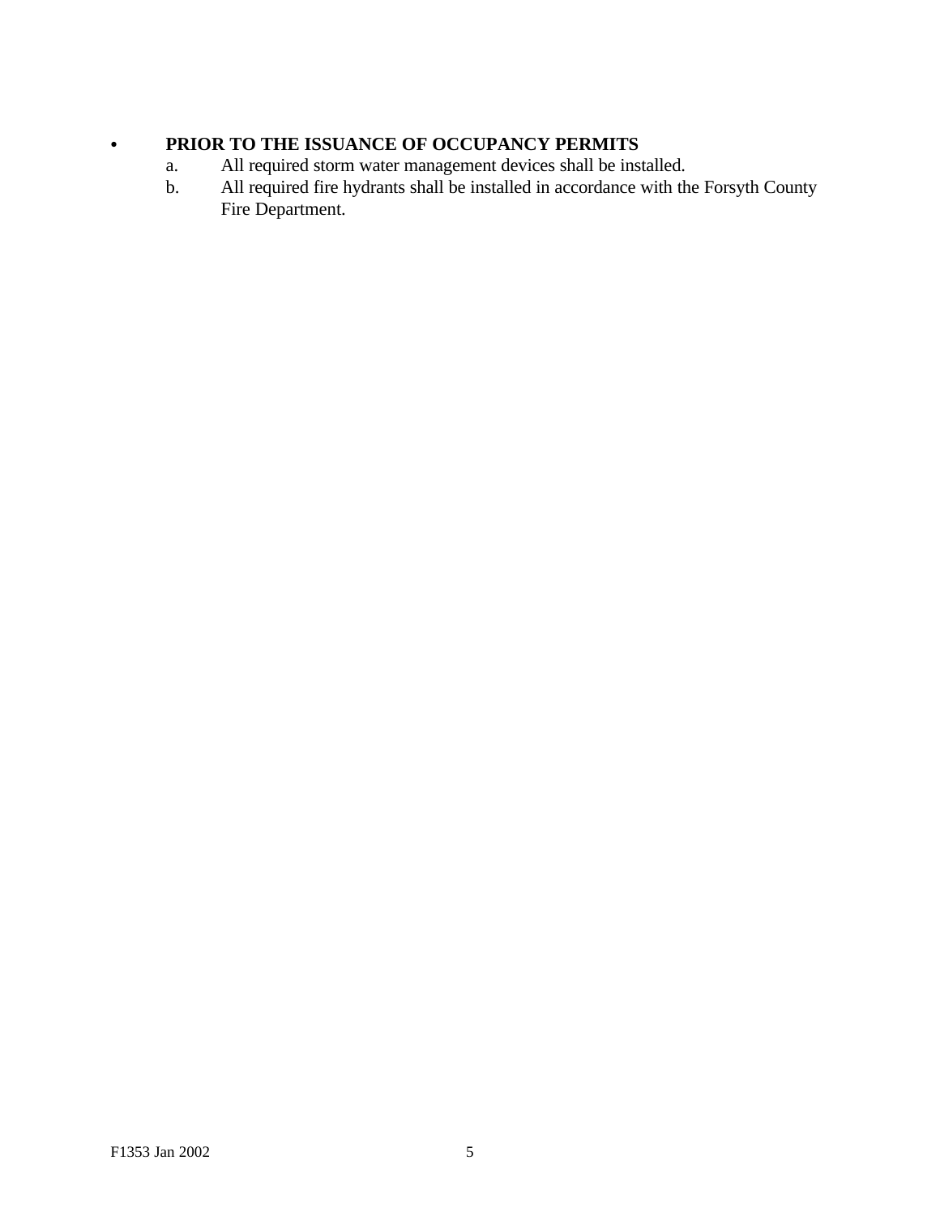- **PRIOR TO THE ISSUANCE OF OCCUPANCY PERMITS**
  - a. All required storm water management devices shall be installed.
  - b. All required fire hydrants shall be installed in accordance with the Forsyth County Fire Department.

F1353 Jan 2002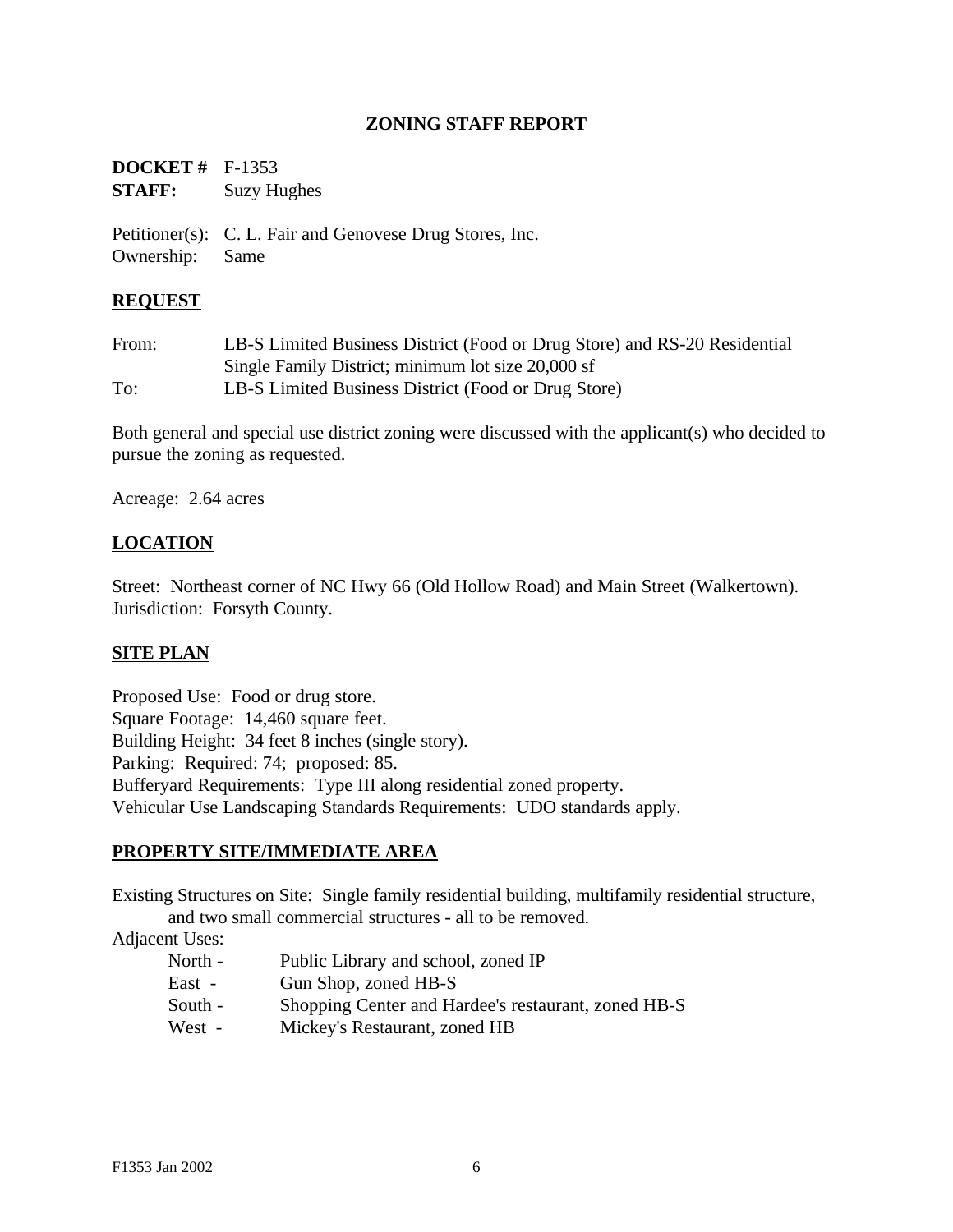# ZONING STAFF REPORT

**DOCKET #** F-1353
**STAFF:** Suzy Hughes

Petitioner(s): C. L. Fair and Genovese Drug Stores, Inc.
Ownership: Same

## REQUEST

From: LB-S Limited Business District (Food or Drug Store) and RS-20 Residential Single Family District; minimum lot size 20,000 sf
To: LB-S Limited Business District (Food or Drug Store)

Both general and special use district zoning were discussed with the applicant(s) who decided to pursue the zoning as requested.

Acreage: 2.64 acres

## LOCATION

Street: Northeast corner of NC Hwy 66 (Old Hollow Road) and Main Street (Walkertown).
Jurisdiction: Forsyth County.

## SITE PLAN

Proposed Use: Food or drug store.
Square Footage: 14,460 square feet.
Building Height: 34 feet 8 inches (single story).
Parking: Required: 74; proposed: 85.
Bufferyard Requirements: Type III along residential zoned property.
Vehicular Use Landscaping Standards Requirements: UDO standards apply.

## PROPERTY SITE/IMMEDIATE AREA

Existing Structures on Site: Single family residential building, multifamily residential structure, and two small commercial structures - all to be removed.

Adjacent Uses:

- North - Public Library and school, zoned IP
- East - Gun Shop, zoned HB-S
- South - Shopping Center and Hardee's restaurant, zoned HB-S
- West - Mickey's Restaurant, zoned HB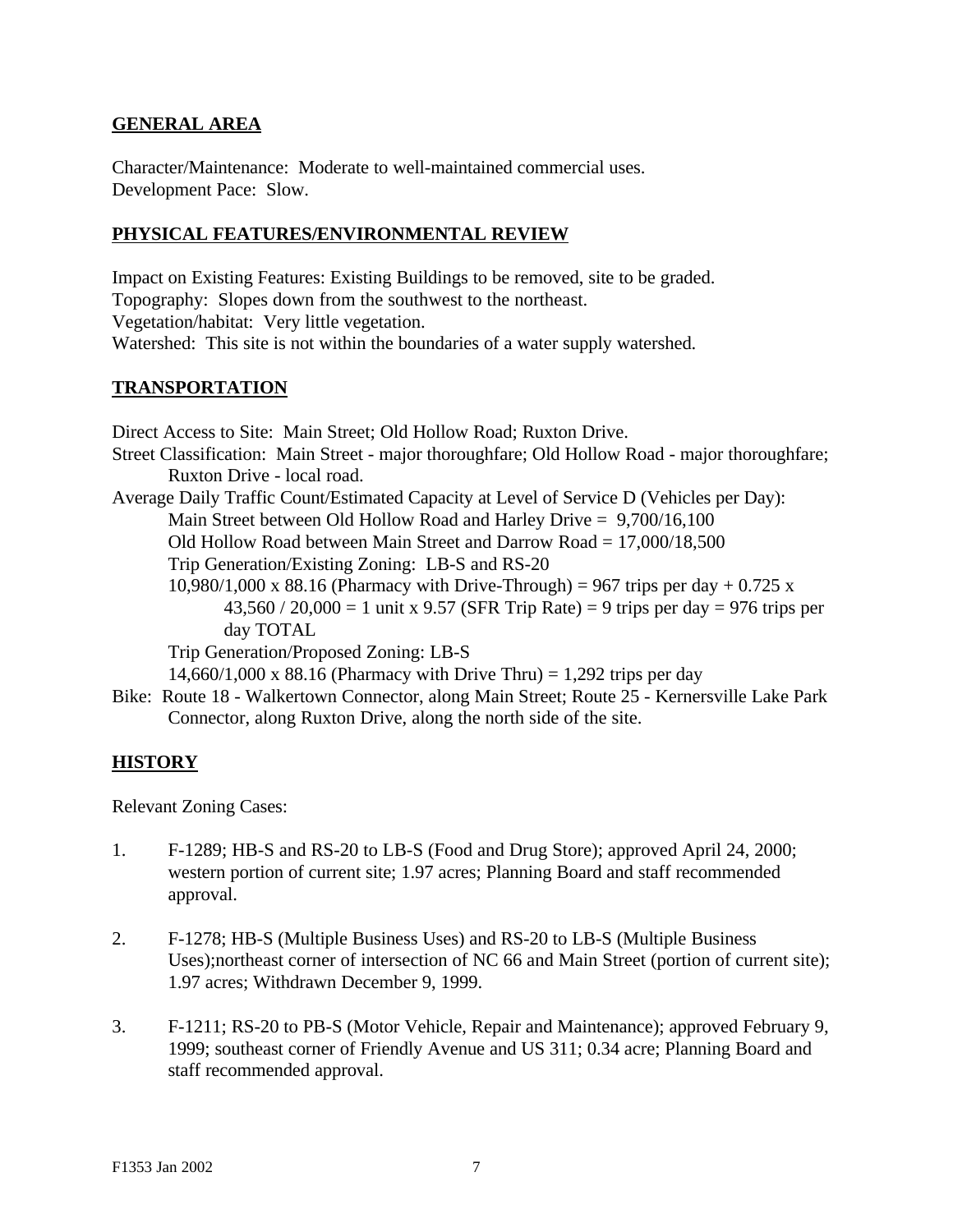## GENERAL AREA

Character/Maintenance: Moderate to well-maintained commercial uses.
Development Pace: Slow.

## PHYSICAL FEATURES/ENVIRONMENTAL REVIEW

Impact on Existing Features: Existing Buildings to be removed, site to be graded.
Topography: Slopes down from the southwest to the northeast.
Vegetation/habitat: Very little vegetation.
Watershed: This site is not within the boundaries of a water supply watershed.

## TRANSPORTATION

Direct Access to Site: Main Street; Old Hollow Road; Ruxton Drive.

Street Classification: Main Street - major thoroughfare; Old Hollow Road - major thoroughfare; Ruxton Drive - local road.

Average Daily Traffic Count/Estimated Capacity at Level of Service D (Vehicles per Day):

Main Street between Old Hollow Road and Harley Drive = 9,700/16,100

Old Hollow Road between Main Street and Darrow Road = 17,000/18,500

Trip Generation/Existing Zoning: LB-S and RS-20

10,980/1,000 x 88.16 (Pharmacy with Drive-Through) = 967 trips per day + 0.725 x 43,560 / 20,000 = 1 unit x 9.57 (SFR Trip Rate) = 9 trips per day = 976 trips per day TOTAL

Trip Generation/Proposed Zoning: LB-S

14,660/1,000 x 88.16 (Pharmacy with Drive Thru) = 1,292 trips per day

Bike: Route 18 - Walkertown Connector, along Main Street; Route 25 - Kernersville Lake Park Connector, along Ruxton Drive, along the north side of the site.

## HISTORY

Relevant Zoning Cases:

1. F-1289; HB-S and RS-20 to LB-S (Food and Drug Store); approved April 24, 2000; western portion of current site; 1.97 acres; Planning Board and staff recommended approval.

2. F-1278; HB-S (Multiple Business Uses) and RS-20 to LB-S (Multiple Business Uses);northeast corner of intersection of NC 66 and Main Street (portion of current site); 1.97 acres; Withdrawn December 9, 1999.

3. F-1211; RS-20 to PB-S (Motor Vehicle, Repair and Maintenance); approved February 9, 1999; southeast corner of Friendly Avenue and US 311; 0.34 acre; Planning Board and staff recommended approval.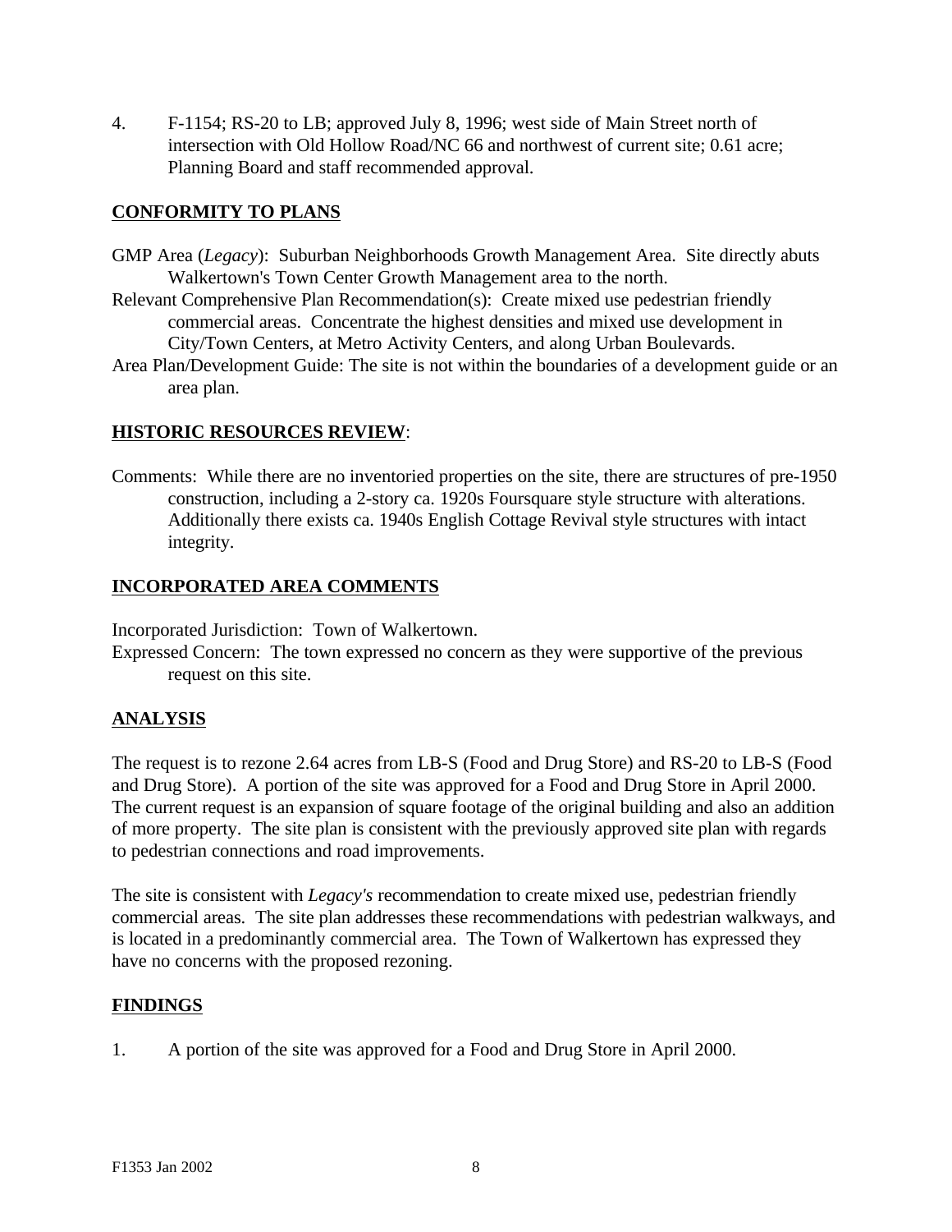4. F-1154; RS-20 to LB; approved July 8, 1996; west side of Main Street north of intersection with Old Hollow Road/NC 66 and northwest of current site; 0.61 acre; Planning Board and staff recommended approval.

## CONFORMITY TO PLANS

GMP Area (*Legacy*): Suburban Neighborhoods Growth Management Area. Site directly abuts Walkertown's Town Center Growth Management area to the north.

Relevant Comprehensive Plan Recommendation(s): Create mixed use pedestrian friendly commercial areas. Concentrate the highest densities and mixed use development in City/Town Centers, at Metro Activity Centers, and along Urban Boulevards.

Area Plan/Development Guide: The site is not within the boundaries of a development guide or an area plan.

## HISTORIC RESOURCES REVIEW:

Comments: While there are no inventoried properties on the site, there are structures of pre-1950 construction, including a 2-story ca. 1920s Foursquare style structure with alterations. Additionally there exists ca. 1940s English Cottage Revival style structures with intact integrity.

## INCORPORATED AREA COMMENTS

Incorporated Jurisdiction: Town of Walkertown.

Expressed Concern: The town expressed no concern as they were supportive of the previous request on this site.

## ANALYSIS

The request is to rezone 2.64 acres from LB-S (Food and Drug Store) and RS-20 to LB-S (Food and Drug Store). A portion of the site was approved for a Food and Drug Store in April 2000. The current request is an expansion of square footage of the original building and also an addition of more property. The site plan is consistent with the previously approved site plan with regards to pedestrian connections and road improvements.

The site is consistent with *Legacy's* recommendation to create mixed use, pedestrian friendly commercial areas. The site plan addresses these recommendations with pedestrian walkways, and is located in a predominantly commercial area. The Town of Walkertown has expressed they have no concerns with the proposed rezoning.

## FINDINGS

1. A portion of the site was approved for a Food and Drug Store in April 2000.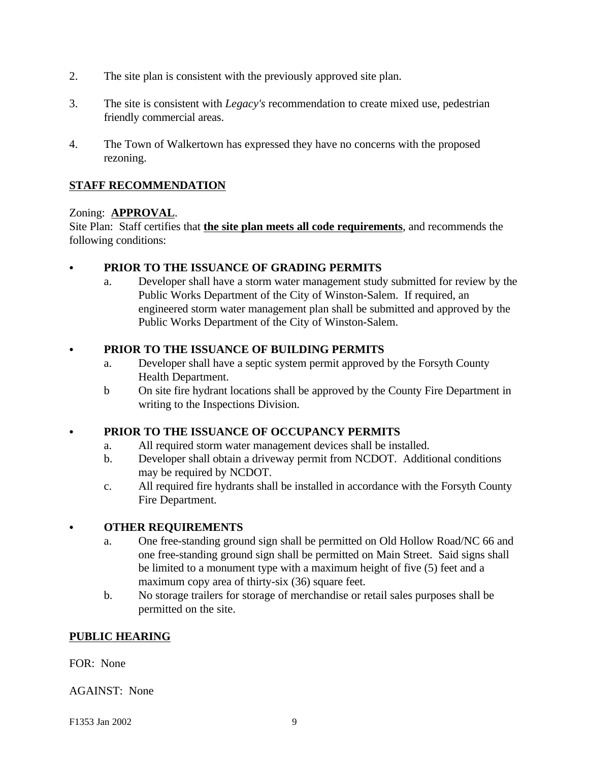2. The site plan is consistent with the previously approved site plan.

3. The site is consistent with *Legacy's* recommendation to create mixed use, pedestrian friendly commercial areas.

4. The Town of Walkertown has expressed they have no concerns with the proposed rezoning.

## STAFF RECOMMENDATION

Zoning: **APPROVAL**.
Site Plan: Staff certifies that **the site plan meets all code requirements**, and recommends the following conditions:

- **PRIOR TO THE ISSUANCE OF GRADING PERMITS**
  - a. Developer shall have a storm water management study submitted for review by the Public Works Department of the City of Winston-Salem. If required, an engineered storm water management plan shall be submitted and approved by the Public Works Department of the City of Winston-Salem.

- **PRIOR TO THE ISSUANCE OF BUILDING PERMITS**
  - a. Developer shall have a septic system permit approved by the Forsyth County Health Department.
  - b On site fire hydrant locations shall be approved by the County Fire Department in writing to the Inspections Division.

- **PRIOR TO THE ISSUANCE OF OCCUPANCY PERMITS**
  - a. All required storm water management devices shall be installed.
  - b. Developer shall obtain a driveway permit from NCDOT. Additional conditions may be required by NCDOT.
  - c. All required fire hydrants shall be installed in accordance with the Forsyth County Fire Department.

- **OTHER REQUIREMENTS**
  - a. One free-standing ground sign shall be permitted on Old Hollow Road/NC 66 and one free-standing ground sign shall be permitted on Main Street. Said signs shall be limited to a monument type with a maximum height of five (5) feet and a maximum copy area of thirty-six (36) square feet.
  - b. No storage trailers for storage of merchandise or retail sales purposes shall be permitted on the site.

## PUBLIC HEARING

FOR: None

AGAINST: None

F1353 Jan 2002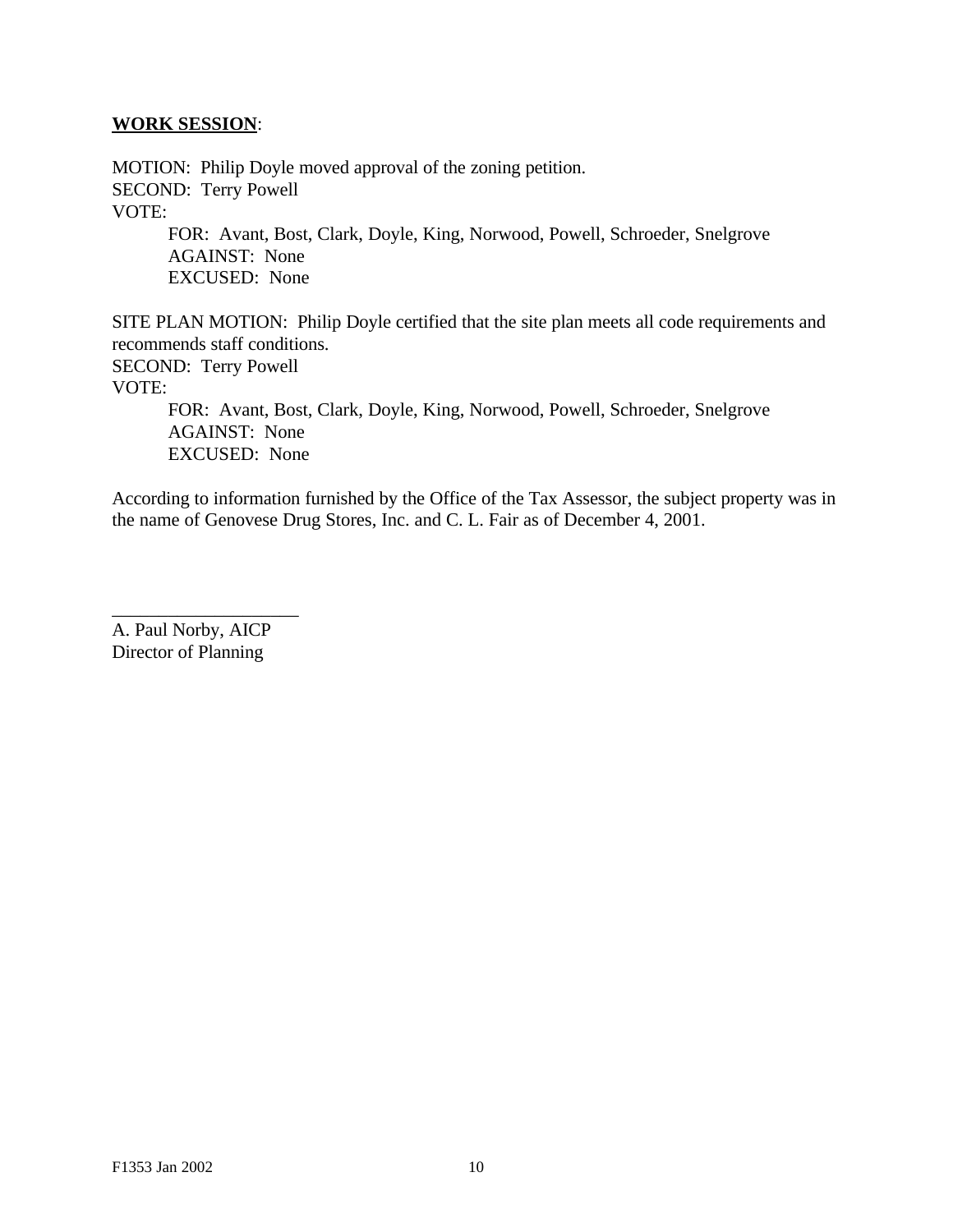**WORK SESSION**:

MOTION: Philip Doyle moved approval of the zoning petition.
SECOND: Terry Powell
VOTE:

FOR: Avant, Bost, Clark, Doyle, King, Norwood, Powell, Schroeder, Snelgrove
AGAINST: None
EXCUSED: None

SITE PLAN MOTION: Philip Doyle certified that the site plan meets all code requirements and recommends staff conditions.
SECOND: Terry Powell
VOTE:

FOR: Avant, Bost, Clark, Doyle, King, Norwood, Powell, Schroeder, Snelgrove
AGAINST: None
EXCUSED: None

According to information furnished by the Office of the Tax Assessor, the subject property was in the name of Genovese Drug Stores, Inc. and C. L. Fair as of December 4, 2001.

\_\_\_\_\_\_\_\_\_\_\_\_\_\_\_\_\_\_\_\_

A. Paul Norby, AICP
Director of Planning